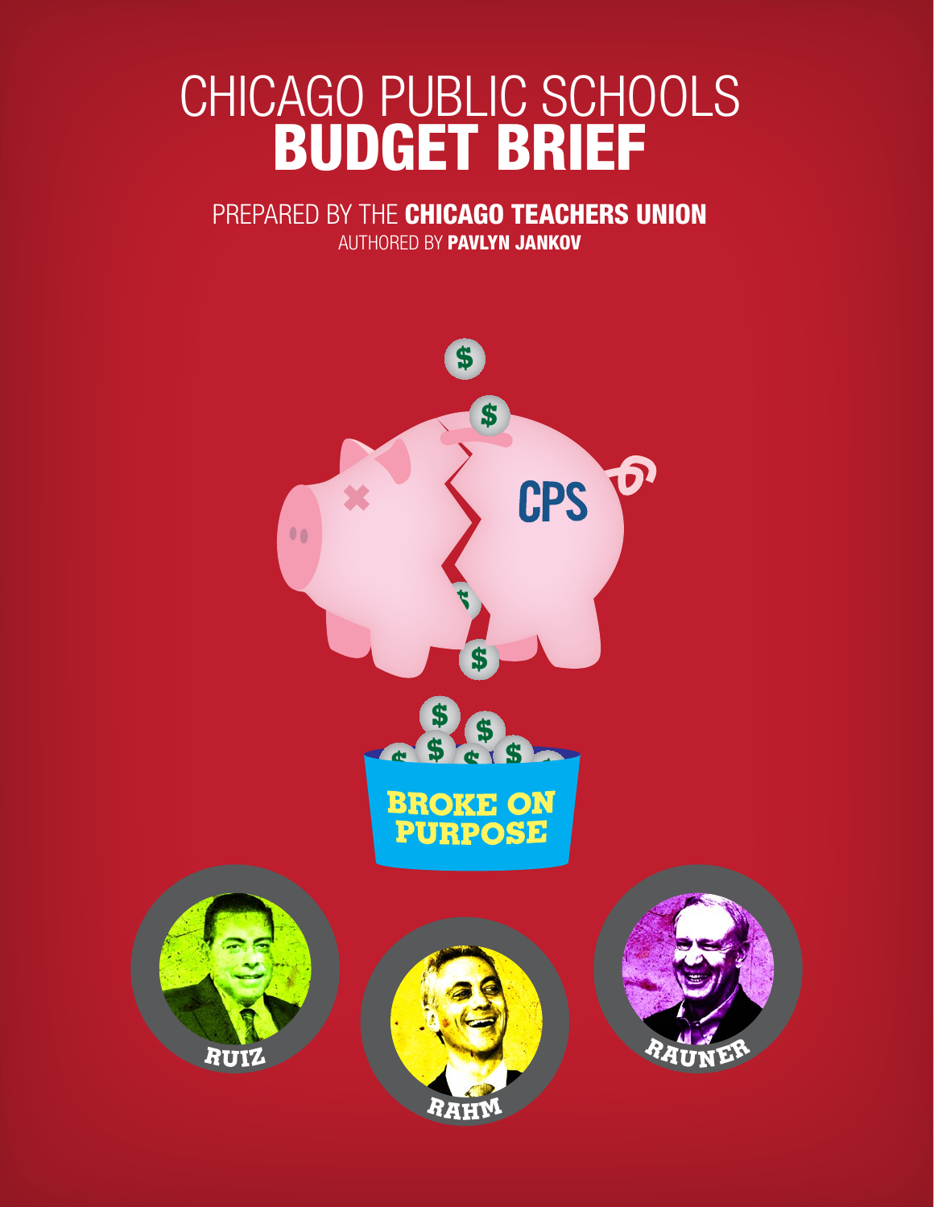# CHICAGO PUBLIC SCHOOLS **BUDGET BRIEF**

PREPARED BY THE **CHICAGO TEACHERS UNION**

AUTHORED BY **PAVLYN JANKOV**

CPS

**BROKE ON PURPOSE**

RUIZ

RAHM

RAUNER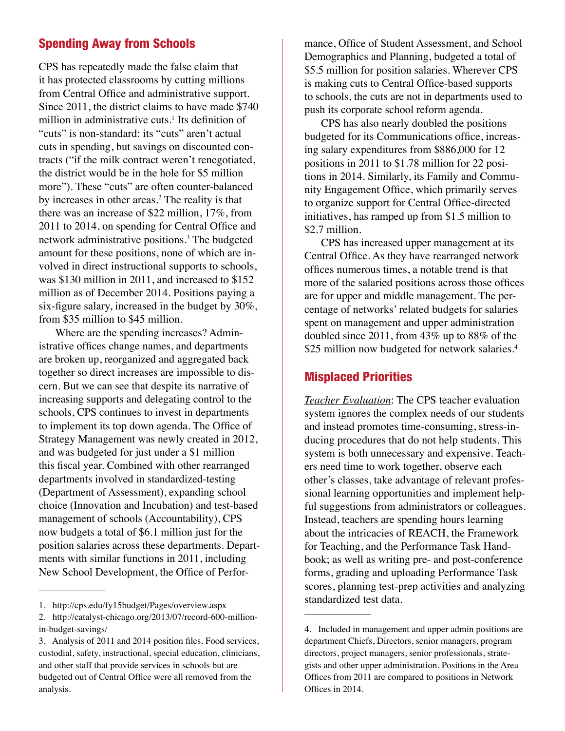## Spending Away from Schools

CPS has repeatedly made the false claim that it has protected classrooms by cutting millions from Central Office and administrative support. Since 2011, the district claims to have made $740 million in administrative cuts.[1] Its definition of "cuts" is non-standard: its "cuts" aren't actual cuts in spending, but savings on discounted contracts ("if the milk contract weren't renegotiated, the district would be in the hole for $5 million more"). These "cuts" are often counter-balanced by increases in other areas.[2] The reality is that there was an increase of $22 million, 17%, from 2011 to 2014, on spending for Central Office and network administrative positions.[3] The budgeted amount for these positions, none of which are involved in direct instructional supports to schools, was $130 million in 2011, and increased to $152 million as of December 2014. Positions paying a six-figure salary, increased in the budget by 30%, from $35 million to $45 million.

Where are the spending increases? Administrative offices change names, and departments are broken up, reorganized and aggregated back together so direct increases are impossible to discern. But we can see that despite its narrative of increasing supports and delegating control to the schools, CPS continues to invest in departments to implement its top down agenda. The Office of Strategy Management was newly created in 2012, and was budgeted for just under a $1 million this fiscal year. Combined with other rearranged departments involved in standardized-testing (Department of Assessment), expanding school choice (Innovation and Incubation) and test-based management of schools (Accountability), CPS now budgets a total of $6.1 million just for the position salaries across these departments. Departments with similar functions in 2011, including New School Development, the Office of Performance, Office of Student Assessment, and School Demographics and Planning, budgeted a total of $5.5 million for position salaries. Wherever CPS is making cuts to Central Office-based supports to schools, the cuts are not in departments used to push its corporate school reform agenda.

CPS has also nearly doubled the positions budgeted for its Communications office, increasing salary expenditures from $886,000 for 12 positions in 2011 to $1.78 million for 22 positions in 2014. Similarly, its Family and Community Engagement Office, which primarily serves to organize support for Central Office-directed initiatives, has ramped up from $1.5 million to $2.7 million.

CPS has increased upper management at its Central Office. As they have rearranged network offices numerous times, a notable trend is that more of the salaried positions across those offices are for upper and middle management. The percentage of networks' related budgets for salaries spent on management and upper administration doubled since 2011, from 43% up to 88% of the $25 million now budgeted for network salaries.[4]

## Misplaced Priorities

_Teacher Evaluation_: The CPS teacher evaluation system ignores the complex needs of our students and instead promotes time-consuming, stress-inducing procedures that do not help students. This system is both unnecessary and expensive. Teachers need time to work together, observe each other's classes, take advantage of relevant professional learning opportunities and implement helpful suggestions from administrators or colleagues. Instead, teachers are spending hours learning about the intricacies of REACH, the Framework for Teaching, and the Performance Task Handbook; as well as writing pre- and post-conference forms, grading and uploading Performance Task scores, planning test-prep activities and analyzing standardized test data.

---

1. http://cps.edu/fy15budget/Pages/overview.aspx
2. http://catalyst-chicago.org/2013/07/record-600-million-in-budget-savings/
3. Analysis of 2011 and 2014 position files. Food services, custodial, safety, instructional, special education, clinicians, and other staff that provide services in schools but are budgeted out of Central Office were all removed from the analysis.
4. Included in management and upper admin positions are department Chiefs, Directors, senior managers, program directors, project managers, senior professionals, strategists and other upper administration. Positions in the Area Offices from 2011 are compared to positions in Network Offices in 2014.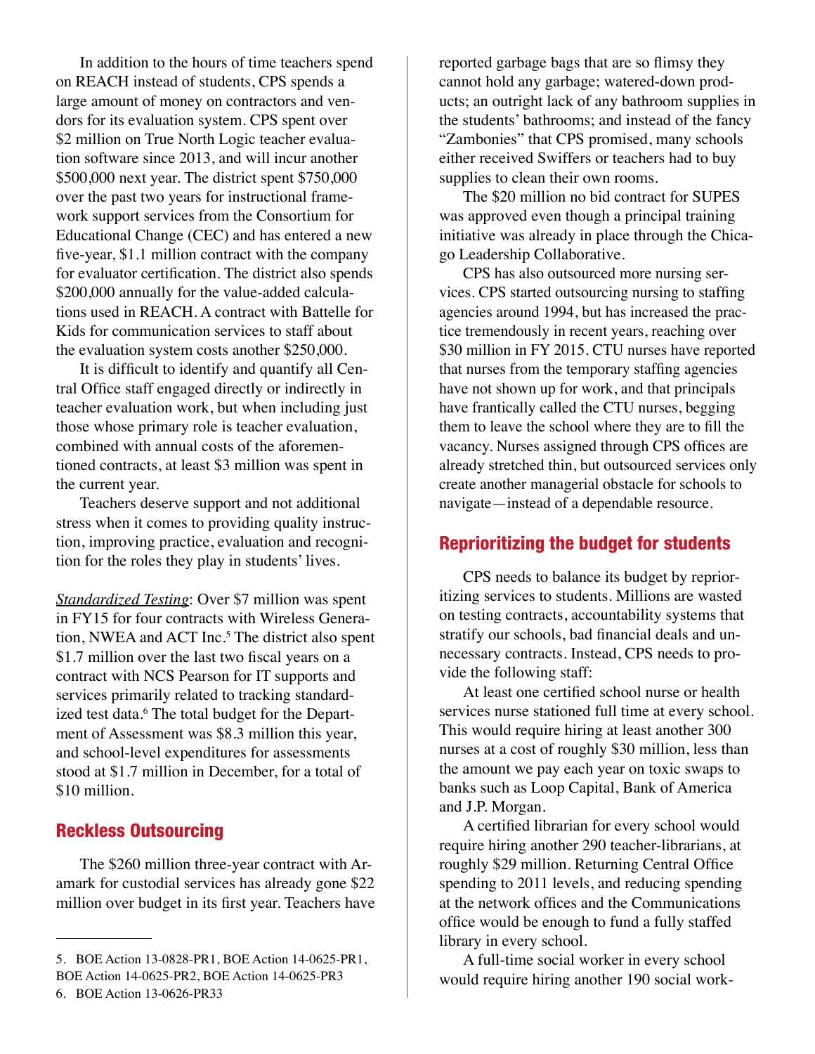In addition to the hours of time teachers spend on REACH instead of students, CPS spends a large amount of money on contractors and vendors for its evaluation system. CPS spent over $2 million on True North Logic teacher evaluation software since 2013, and will incur another $500,000 next year. The district spent $750,000 over the past two years for instructional framework support services from the Consortium for Educational Change (CEC) and has entered a new five-year, $1.1 million contract with the company for evaluator certification. The district also spends $200,000 annually for the value-added calculations used in REACH. A contract with Battelle for Kids for communication services to staff about the evaluation system costs another $250,000.

It is difficult to identify and quantify all Central Office staff engaged directly or indirectly in teacher evaluation work, but when including just those whose primary role is teacher evaluation, combined with annual costs of the aforementioned contracts, at least $3 million was spent in the current year.

Teachers deserve support and not additional stress when it comes to providing quality instruction, improving practice, evaluation and recognition for the roles they play in students' lives.

*Standardized Testing*: Over $7 million was spent in FY15 for four contracts with Wireless Generation, NWEA and ACT Inc.[5] The district also spent $1.7 million over the last two fiscal years on a contract with NCS Pearson for IT supports and services primarily related to tracking standardized test data.[6] The total budget for the Department of Assessment was $8.3 million this year, and school-level expenditures for assessments stood at $1.7 million in December, for a total of $10 million.

## Reckless Outsourcing

The $260 million three-year contract with Aramark for custodial services has already gone $22 million over budget in its first year. Teachers have reported garbage bags that are so flimsy they cannot hold any garbage; watered-down products; an outright lack of any bathroom supplies in the students' bathrooms; and instead of the fancy "Zambonies" that CPS promised, many schools either received Swiffers or teachers had to buy supplies to clean their own rooms.

The $20 million no bid contract for SUPES was approved even though a principal training initiative was already in place through the Chicago Leadership Collaborative.

CPS has also outsourced more nursing services. CPS started outsourcing nursing to staffing agencies around 1994, but has increased the practice tremendously in recent years, reaching over $30 million in FY 2015. CTU nurses have reported that nurses from the temporary staffing agencies have not shown up for work, and that principals have frantically called the CTU nurses, begging them to leave the school where they are to fill the vacancy. Nurses assigned through CPS offices are already stretched thin, but outsourced services only create another managerial obstacle for schools to navigate—instead of a dependable resource.

## Reprioritizing the budget for students

CPS needs to balance its budget by reprioritizing services to students. Millions are wasted on testing contracts, accountability systems that stratify our schools, bad financial deals and unnecessary contracts. Instead, CPS needs to provide the following staff:

At least one certified school nurse or health services nurse stationed full time at every school. This would require hiring at least another 300 nurses at a cost of roughly $30 million, less than the amount we pay each year on toxic swaps to banks such as Loop Capital, Bank of America and J.P. Morgan.

A certified librarian for every school would require hiring another 290 teacher-librarians, at roughly $29 million. Returning Central Office spending to 2011 levels, and reducing spending at the network offices and the Communications office would be enough to fund a fully staffed library in every school.

A full-time social worker in every school would require hiring another 190 social work-

---

5. BOE Action 13-0828-PR1, BOE Action 14-0625-PR1, BOE Action 14-0625-PR2, BOE Action 14-0625-PR3

6. BOE Action 13-0626-PR33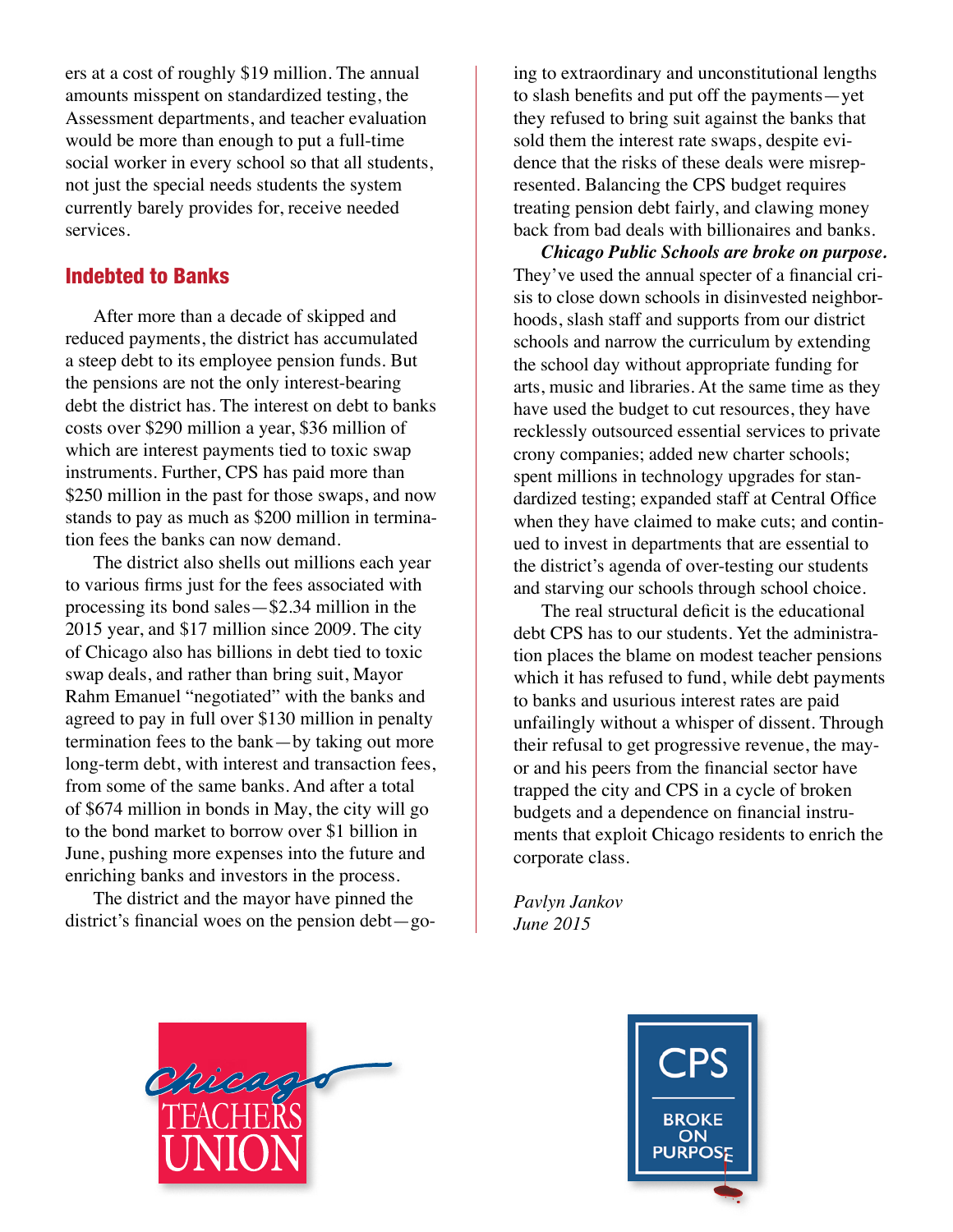ers at a cost of roughly $19 million. The annual amounts misspent on standardized testing, the Assessment departments, and teacher evaluation would be more than enough to put a full-time social worker in every school so that all students, not just the special needs students the system currently barely provides for, receive needed services.

## Indebted to Banks

After more than a decade of skipped and reduced payments, the district has accumulated a steep debt to its employee pension funds. But the pensions are not the only interest-bearing debt the district has. The interest on debt to banks costs over $290 million a year, $36 million of which are interest payments tied to toxic swap instruments. Further, CPS has paid more than $250 million in the past for those swaps, and now stands to pay as much as $200 million in termination fees the banks can now demand.

The district also shells out millions each year to various firms just for the fees associated with processing its bond sales—$2.34 million in the 2015 year, and $17 million since 2009. The city of Chicago also has billions in debt tied to toxic swap deals, and rather than bring suit, Mayor Rahm Emanuel "negotiated" with the banks and agreed to pay in full over $130 million in penalty termination fees to the bank—by taking out more long-term debt, with interest and transaction fees, from some of the same banks. And after a total of $674 million in bonds in May, the city will go to the bond market to borrow over $1 billion in June, pushing more expenses into the future and enriching banks and investors in the process.

The district and the mayor have pinned the district's financial woes on the pension debt—going to extraordinary and unconstitutional lengths to slash benefits and put off the payments—yet they refused to bring suit against the banks that sold them the interest rate swaps, despite evidence that the risks of these deals were misrepresented. Balancing the CPS budget requires treating pension debt fairly, and clawing money back from bad deals with billionaires and banks.

***Chicago Public Schools are broke on purpose.*** They've used the annual specter of a financial crisis to close down schools in disinvested neighborhoods, slash staff and supports from our district schools and narrow the curriculum by extending the school day without appropriate funding for arts, music and libraries. At the same time as they have used the budget to cut resources, they have recklessly outsourced essential services to private crony companies; added new charter schools; spent millions in technology upgrades for standardized testing; expanded staff at Central Office when they have claimed to make cuts; and continued to invest in departments that are essential to the district's agenda of over-testing our students and starving our schools through school choice.

The real structural deficit is the educational debt CPS has to our students. Yet the administration places the blame on modest teacher pensions which it has refused to fund, while debt payments to banks and usurious interest rates are paid unfailingly without a whisper of dissent. Through their refusal to get progressive revenue, the mayor and his peers from the financial sector have trapped the city and CPS in a cycle of broken budgets and a dependence on financial instruments that exploit Chicago residents to enrich the corporate class.

*Pavlyn Jankov*
*June 2015*

Chicago TEACHERS UNION

CPS
BROKE ON PURPOSE